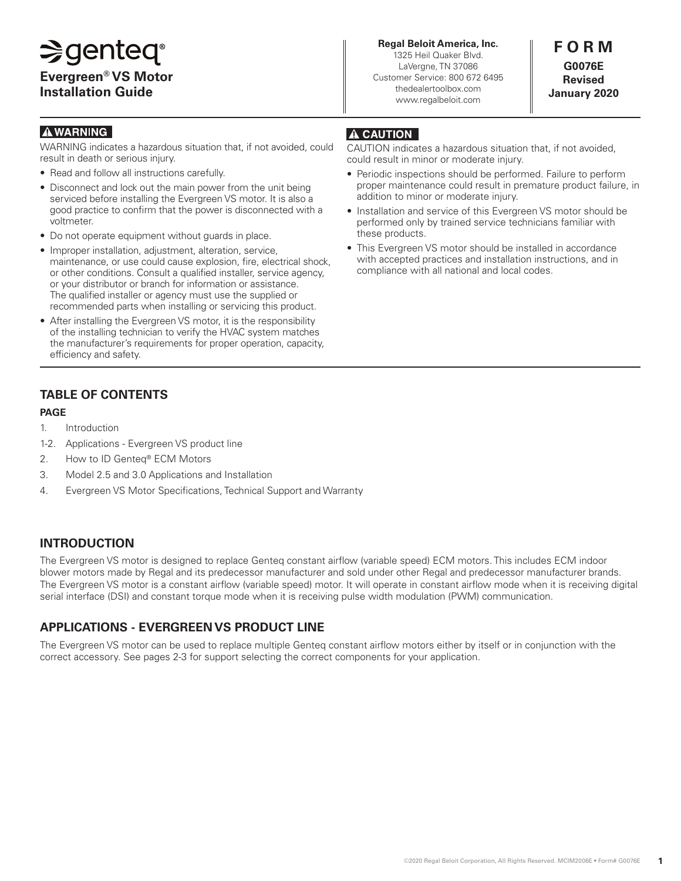# genteq®

## Evergreen® VS Motor Installation Guide

**Regal Beloit America, Inc.**
1325 Heil Quaker Blvd.
LaVergne, TN 37086
Customer Service: 800 672 6495
thedealertoolbox.com
www.regalbeloit.com

**FORM**
**G0076E**
**Revised**
**January 2020**

**⚠ WARNING**

WARNING indicates a hazardous situation that, if not avoided, could result in death or serious injury.

- Read and follow all instructions carefully.
- Disconnect and lock out the main power from the unit being serviced before installing the Evergreen VS motor. It is also a good practice to confirm that the power is disconnected with a voltmeter.
- Do not operate equipment without guards in place.
- Improper installation, adjustment, alteration, service, maintenance, or use could cause explosion, fire, electrical shock, or other conditions. Consult a qualified installer, service agency, or your distributor or branch for information or assistance. The qualified installer or agency must use the supplied or recommended parts when installing or servicing this product.
- After installing the Evergreen VS motor, it is the responsibility of the installing technician to verify the HVAC system matches the manufacturer's requirements for proper operation, capacity, efficiency and safety.

**⚠ CAUTION**

CAUTION indicates a hazardous situation that, if not avoided, could result in minor or moderate injury.

- Periodic inspections should be performed. Failure to perform proper maintenance could result in premature product failure, in addition to minor or moderate injury.
- Installation and service of this Evergreen VS motor should be performed only by trained service technicians familiar with these products.
- This Evergreen VS motor should be installed in accordance with accepted practices and installation instructions, and in compliance with all national and local codes.

## TABLE OF CONTENTS

**PAGE**

1. Introduction

1-2. Applications - Evergreen VS product line

2. How to ID Genteq® ECM Motors

3. Model 2.5 and 3.0 Applications and Installation

4. Evergreen VS Motor Specifications, Technical Support and Warranty

## INTRODUCTION

The Evergreen VS motor is designed to replace Genteq constant airflow (variable speed) ECM motors. This includes ECM indoor blower motors made by Regal and its predecessor manufacturer and sold under other Regal and predecessor manufacturer brands. The Evergreen VS motor is a constant airflow (variable speed) motor. It will operate in constant airflow mode when it is receiving digital serial interface (DSI) and constant torque mode when it is receiving pulse width modulation (PWM) communication.

## APPLICATIONS - EVERGREEN VS PRODUCT LINE

The Evergreen VS motor can be used to replace multiple Genteq constant airflow motors either by itself or in conjunction with the correct accessory. See pages 2-3 for support selecting the correct components for your application.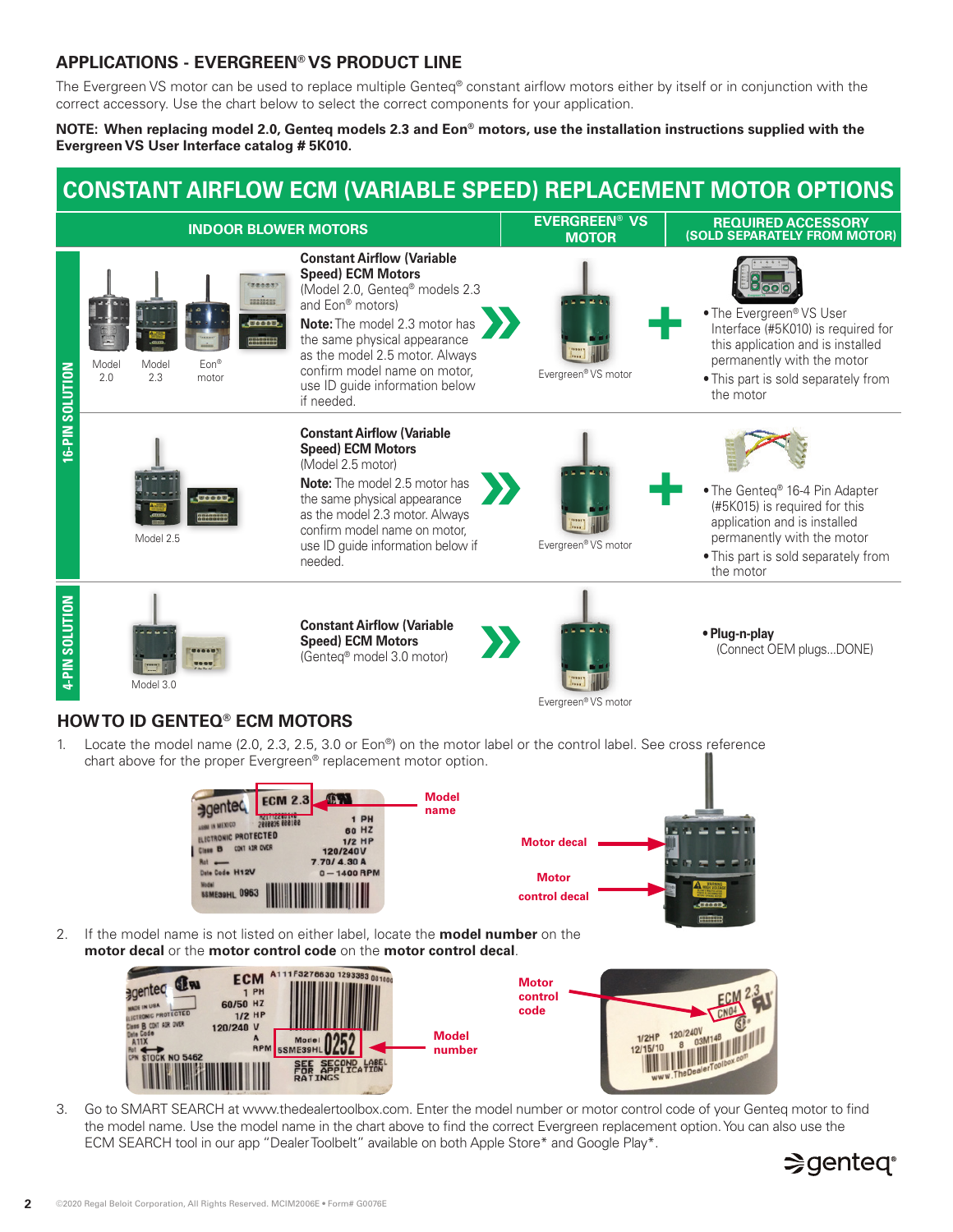## APPLICATIONS - EVERGREEN® VS PRODUCT LINE

The Evergreen VS motor can be used to replace multiple Genteq® constant airflow motors either by itself or in conjunction with the correct accessory. Use the chart below to select the correct components for your application.

**NOTE: When replacing model 2.0, Genteq models 2.3 and Eon® motors, use the installation instructions supplied with the Evergreen VS User Interface catalog # 5K010.**

## CONSTANT AIRFLOW ECM (VARIABLE SPEED) REPLACEMENT MOTOR OPTIONS

| | INDOOR BLOWER MOTORS | EVERGREEN® VS MOTOR | REQUIRED ACCESSORY (SOLD SEPARATELY FROM MOTOR) |
|---|---|---|---|
| 16-PIN SOLUTION | Model 2.0, Model 2.3, Eon® motor<br>**Constant Airflow (Variable Speed) ECM Motors** (Model 2.0, Genteq® models 2.3 and Eon® motors)<br>**Note:** The model 2.3 motor has the same physical appearance as the model 2.5 motor. Always confirm model name on motor, use ID guide information below if needed. | Evergreen® VS motor | + • The Evergreen® VS User Interface (#5K010) is required for this application and is installed permanently with the motor<br>• This part is sold separately from the motor |
| 16-PIN SOLUTION | Model 2.5<br>**Constant Airflow (Variable Speed) ECM Motors** (Model 2.5 motor)<br>**Note:** The model 2.5 motor has the same physical appearance as the model 2.3 motor. Always confirm model name on motor, use ID guide information below if needed. | Evergreen® VS motor | + • The Genteq® 16-4 Pin Adapter (#5K015) is required for this application and is installed permanently with the motor<br>• This part is sold separately from the motor |
| 4-PIN SOLUTION | Model 3.0<br>**Constant Airflow (Variable Speed) ECM Motors** (Genteq® model 3.0 motor) | Evergreen® VS motor | • **Plug-n-play** (Connect OEM plugs...DONE) |

## HOW TO ID GENTEQ® ECM MOTORS

1. Locate the model name (2.0, 2.3, 2.5, 3.0 or Eon®) on the motor label or the control label. See cross reference chart above for the proper Evergreen® replacement motor option.

Model name

Motor decal

Motor control decal

2. If the model name is not listed on either label, locate the **model number** on the **motor decal** or the **motor control code** on the **motor control decal**.

Model number

Motor control code

3. Go to SMART SEARCH at www.thedealertoolbox.com. Enter the model number or motor control code of your Genteq motor to find the model name. Use the model name in the chart above to find the correct Evergreen replacement option. You can also use the ECM SEARCH tool in our app "Dealer Toolbelt" available on both Apple Store* and Google Play*.

©2020 Regal Beloit Corporation, All Rights Reserved. MCIM2006E • Form# G0076E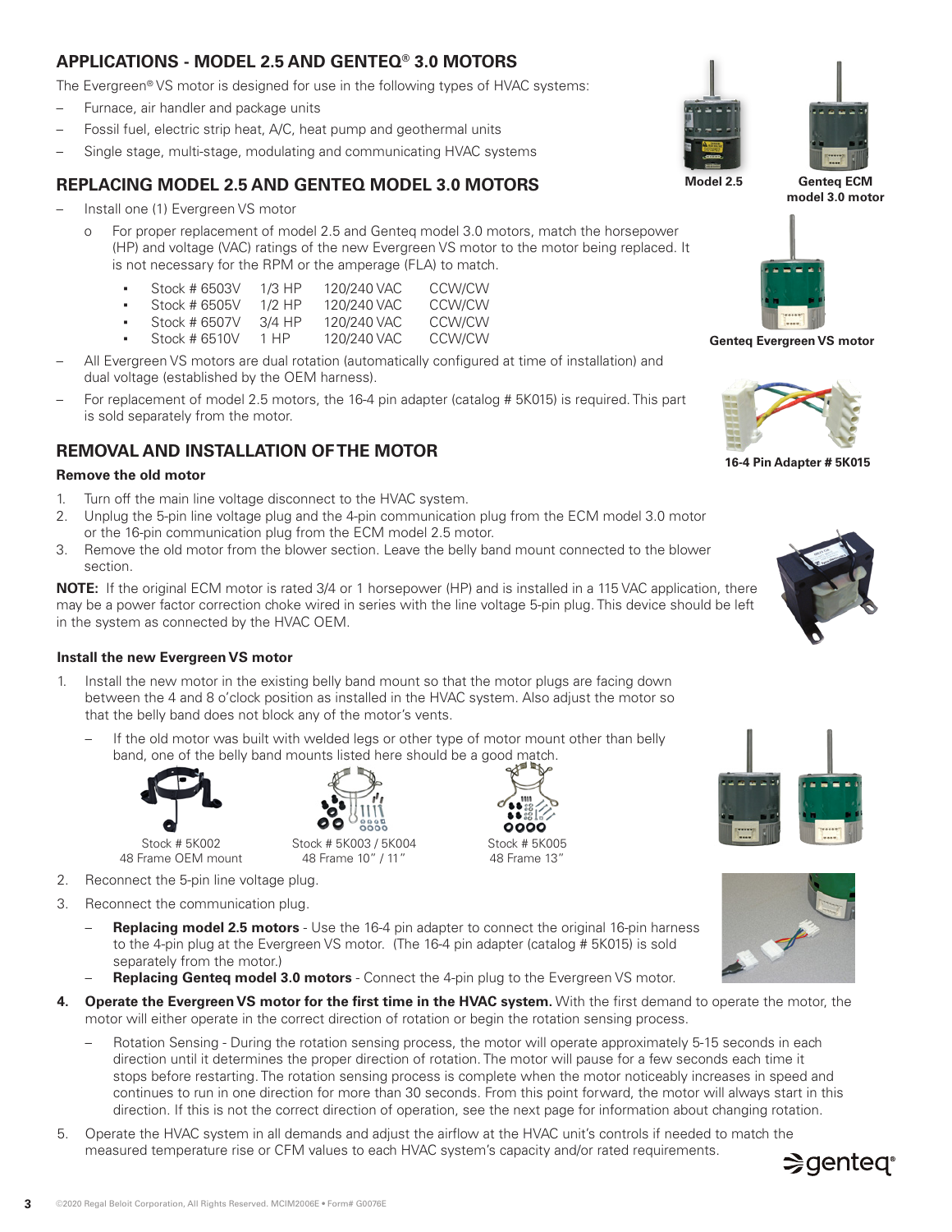## APPLICATIONS - MODEL 2.5 AND GENTEQ® 3.0 MOTORS

The Evergreen® VS motor is designed for use in the following types of HVAC systems:

- Furnace, air handler and package units
- Fossil fuel, electric strip heat, A/C, heat pump and geothermal units
- Single stage, multi-stage, modulating and communicating HVAC systems

## REPLACING MODEL 2.5 AND GENTEQ MODEL 3.0 MOTORS

- Install one (1) Evergreen VS motor
  - For proper replacement of model 2.5 and Genteq model 3.0 motors, match the horsepower (HP) and voltage (VAC) ratings of the new Evergreen VS motor to the motor being replaced. It is not necessary for the RPM or the amperage (FLA) to match.
    - Stock # 6503V 1/3 HP 120/240 VAC CCW/CW
    - Stock # 6505V 1/2 HP 120/240 VAC CCW/CW
    - Stock # 6507V 3/4 HP 120/240 VAC CCW/CW
    - Stock # 6510V 1 HP 120/240 VAC CCW/CW
- All Evergreen VS motors are dual rotation (automatically configured at time of installation) and dual voltage (established by the OEM harness).
- For replacement of model 2.5 motors, the 16-4 pin adapter (catalog # 5K015) is required. This part is sold separately from the motor.

Model 2.5

Genteq ECM model 3.0 motor

Genteq Evergreen VS motor

16-4 Pin Adapter # 5K015

## REMOVAL AND INSTALLATION OF THE MOTOR

### Remove the old motor

1. Turn off the main line voltage disconnect to the HVAC system.
2. Unplug the 5-pin line voltage plug and the 4-pin communication plug from the ECM model 3.0 motor or the 16-pin communication plug from the ECM model 2.5 motor.
3. Remove the old motor from the blower section. Leave the belly band mount connected to the blower section.

**NOTE:** If the original ECM motor is rated 3/4 or 1 horsepower (HP) and is installed in a 115 VAC application, there may be a power factor correction choke wired in series with the line voltage 5-pin plug. This device should be left in the system as connected by the HVAC OEM.

### Install the new Evergreen VS motor

1. Install the new motor in the existing belly band mount so that the motor plugs are facing down between the 4 and 8 o'clock position as installed in the HVAC system. Also adjust the motor so that the belly band does not block any of the motor's vents.
   - If the old motor was built with welded legs or other type of motor mount other than belly band, one of the belly band mounts listed here should be a good match.

Stock # 5K002
48 Frame OEM mount

Stock # 5K003 / 5K004
48 Frame 10" / 11"

Stock # 5K005
48 Frame 13"

2. Reconnect the 5-pin line voltage plug.
3. Reconnect the communication plug.
   - **Replacing model 2.5 motors** - Use the 16-4 pin adapter to connect the original 16-pin harness to the 4-pin plug at the Evergreen VS motor. (The 16-4 pin adapter (catalog # 5K015) is sold separately from the motor.)
   - **Replacing Genteq model 3.0 motors** - Connect the 4-pin plug to the Evergreen VS motor.
4. **Operate the Evergreen VS motor for the first time in the HVAC system.** With the first demand to operate the motor, the motor will either operate in the correct direction of rotation or begin the rotation sensing process.
   - Rotation Sensing - During the rotation sensing process, the motor will operate approximately 5-15 seconds in each direction until it determines the proper direction of rotation. The motor will pause for a few seconds each time it stops before restarting. The rotation sensing process is complete when the motor noticeably increases in speed and continues to run in one direction for more than 30 seconds. From this point forward, the motor will always start in this direction. If this is not the correct direction of operation, see the next page for information about changing rotation.
5. Operate the HVAC system in all demands and adjust the airflow at the HVAC unit's controls if needed to match the measured temperature rise or CFM values to each HVAC system's capacity and/or rated requirements.

©2020 Regal Beloit Corporation, All Rights Reserved. MCIM2006E • Form# G0076E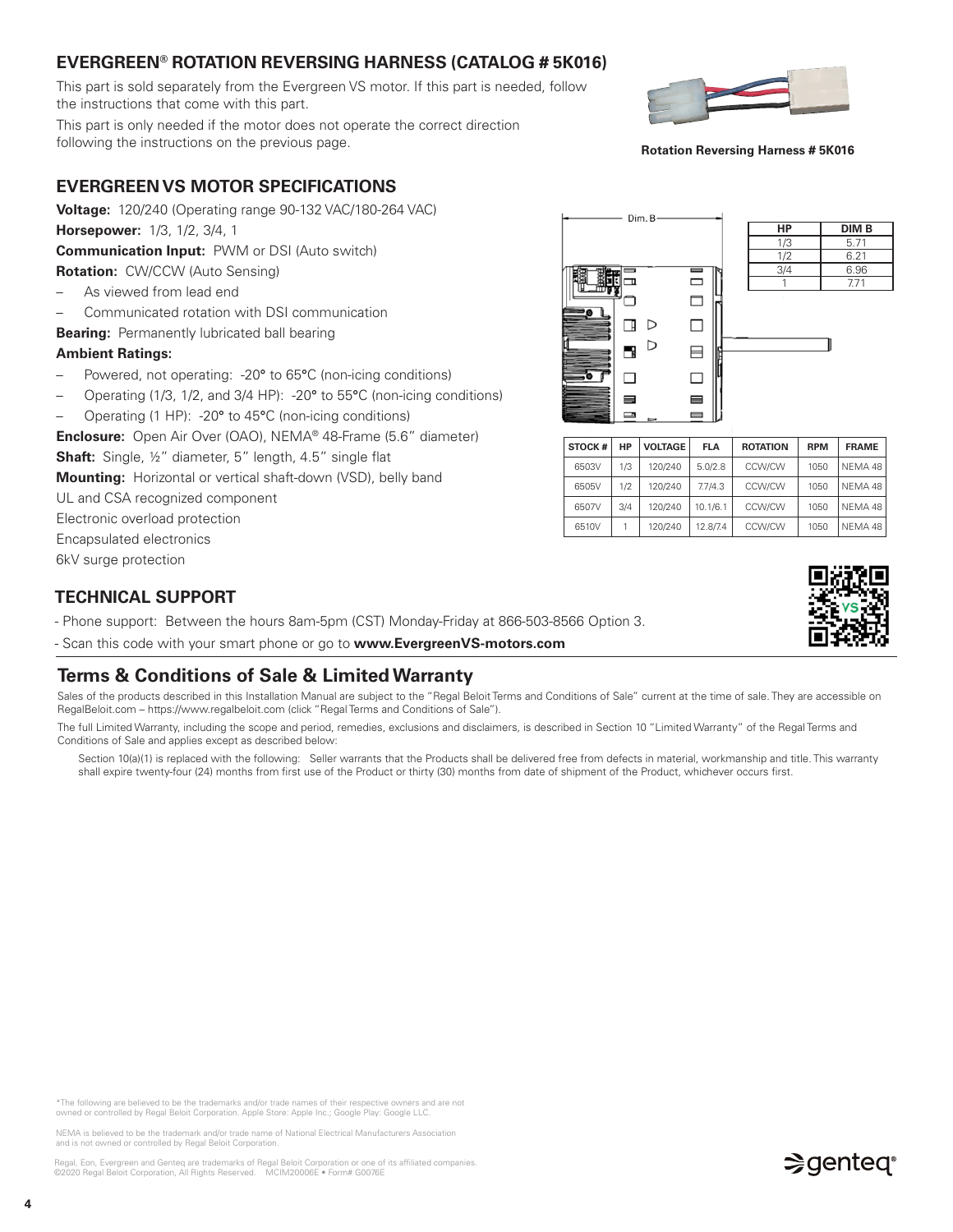## EVERGREEN® ROTATION REVERSING HARNESS (CATALOG # 5K016)

This part is sold separately from the Evergreen VS motor. If this part is needed, follow the instructions that come with this part.

This part is only needed if the motor does not operate the correct direction following the instructions on the previous page.

**Rotation Reversing Harness # 5K016**

## EVERGREEN VS MOTOR SPECIFICATIONS

**Voltage:** 120/240 (Operating range 90-132 VAC/180-264 VAC)

**Horsepower:** 1/3, 1/2, 3/4, 1

**Communication Input:** PWM or DSI (Auto switch)

**Rotation:** CW/CCW (Auto Sensing)

- As viewed from lead end
- Communicated rotation with DSI communication

**Bearing:** Permanently lubricated ball bearing

**Ambient Ratings:**

- Powered, not operating: -20° to 65°C (non-icing conditions)
- Operating (1/3, 1/2, and 3/4 HP): -20° to 55°C (non-icing conditions)
- Operating (1 HP): -20° to 45°C (non-icing conditions)

**Enclosure:** Open Air Over (OAO), NEMA® 48-Frame (5.6" diameter)

**Shaft:** Single, ½" diameter, 5" length, 4.5" single flat

**Mounting:** Horizontal or vertical shaft-down (VSD), belly band

UL and CSA recognized component

Electronic overload protection

Encapsulated electronics

6kV surge protection

Dim. B

| HP | DIM B |
|---|---|
| 1/3 | 5.71 |
| 1/2 | 6.21 |
| 3/4 | 6.96 |
| 1 | 7.71 |

| STOCK # | HP | VOLTAGE | FLA | ROTATION | RPM | FRAME |
|---|---|---|---|---|---|---|
| 6503V | 1/3 | 120/240 | 5.0/2.8 | CCW/CW | 1050 | NEMA 48 |
| 6505V | 1/2 | 120/240 | 7.7/4.3 | CCW/CW | 1050 | NEMA 48 |
| 6507V | 3/4 | 120/240 | 10.1/6.1 | CCW/CW | 1050 | NEMA 48 |
| 6510V | 1 | 120/240 | 12.8/7.4 | CCW/CW | 1050 | NEMA 48 |

## TECHNICAL SUPPORT

- Phone support: Between the hours 8am-5pm (CST) Monday-Friday at 866-503-8566 Option 3.
- Scan this code with your smart phone or go to **www.EvergreenVS-motors.com**

## Terms & Conditions of Sale & Limited Warranty

Sales of the products described in this Installation Manual are subject to the "Regal Beloit Terms and Conditions of Sale" current at the time of sale. They are accessible on RegalBeloit.com – https://www.regalbeloit.com (click "Regal Terms and Conditions of Sale").

The full Limited Warranty, including the scope and period, remedies, exclusions and disclaimers, is described in Section 10 "Limited Warranty" of the Regal Terms and Conditions of Sale and applies except as described below:

Section 10(a)(1) is replaced with the following: Seller warrants that the Products shall be delivered free from defects in material, workmanship and title. This warranty shall expire twenty-four (24) months from first use of the Product or thirty (30) months from date of shipment of the Product, whichever occurs first.

*The following are believed to be the trademarks and/or trade names of their respective owners and are not owned or controlled by Regal Beloit Corporation. Apple Store: Apple Inc.; Google Play: Google LLC.

NEMA is believed to be the trademark and/or trade name of National Electrical Manufacturers Association and is not owned or controlled by Regal Beloit Corporation.

Regal, Eon, Evergreen and Genteq are trademarks of Regal Beloit Corporation or one of its affiliated companies. ©2020 Regal Beloit Corporation, All Rights Reserved. MCIM20006E • Form# G0076E

genteq®